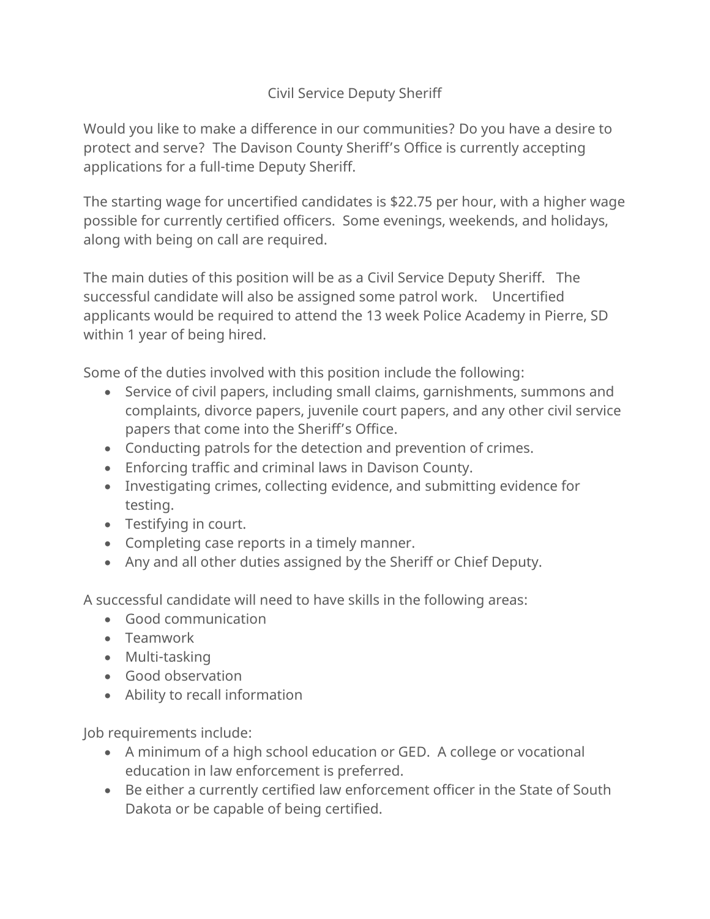# Civil Service Deputy Sheriff

Would you like to make a difference in our communities? Do you have a desire to protect and serve? The Davison County Sheriff's Office is currently accepting applications for a full-time Deputy Sheriff.

The starting wage for uncertified candidates is $22.75 per hour, with a higher wage possible for currently certified officers. Some evenings, weekends, and holidays, along with being on call are required.

The main duties of this position will be as a Civil Service Deputy Sheriff. The successful candidate will also be assigned some patrol work. Uncertified applicants would be required to attend the 13 week Police Academy in Pierre, SD within 1 year of being hired.

Some of the duties involved with this position include the following:

- Service of civil papers, including small claims, garnishments, summons and complaints, divorce papers, juvenile court papers, and any other civil service papers that come into the Sheriff's Office.
- Conducting patrols for the detection and prevention of crimes.
- Enforcing traffic and criminal laws in Davison County.
- Investigating crimes, collecting evidence, and submitting evidence for testing.
- Testifying in court.
- Completing case reports in a timely manner.
- Any and all other duties assigned by the Sheriff or Chief Deputy.

A successful candidate will need to have skills in the following areas:

- Good communication
- Teamwork
- Multi-tasking
- Good observation
- Ability to recall information

Job requirements include:

- A minimum of a high school education or GED. A college or vocational education in law enforcement is preferred.
- Be either a currently certified law enforcement officer in the State of South Dakota or be capable of being certified.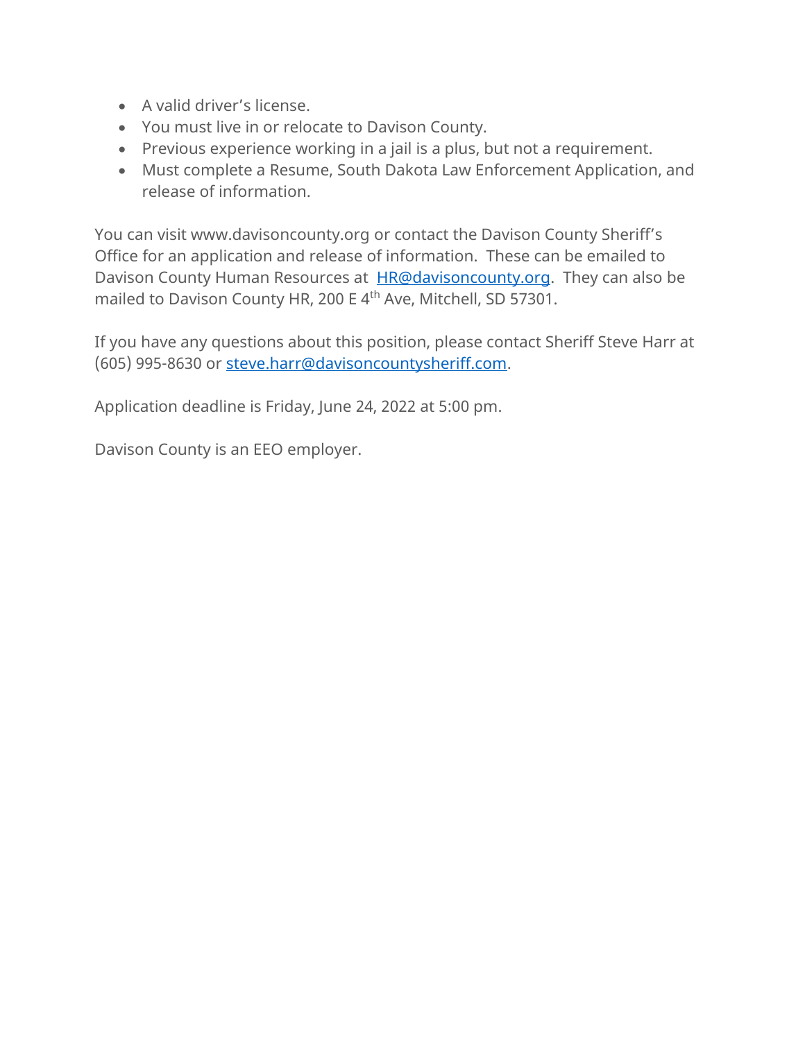- A valid driver's license.
- You must live in or relocate to Davison County.
- Previous experience working in a jail is a plus, but not a requirement.
- Must complete a Resume, South Dakota Law Enforcement Application, and release of information.

You can visit www.davisoncounty.org or contact the Davison County Sheriff's Office for an application and release of information. These can be emailed to Davison County Human Resources at HR@davisoncounty.org. They can also be mailed to Davison County HR, 200 E 4th Ave, Mitchell, SD 57301.

If you have any questions about this position, please contact Sheriff Steve Harr at (605) 995-8630 or steve.harr@davisoncountysheriff.com.

Application deadline is Friday, June 24, 2022 at 5:00 pm.

Davison County is an EEO employer.